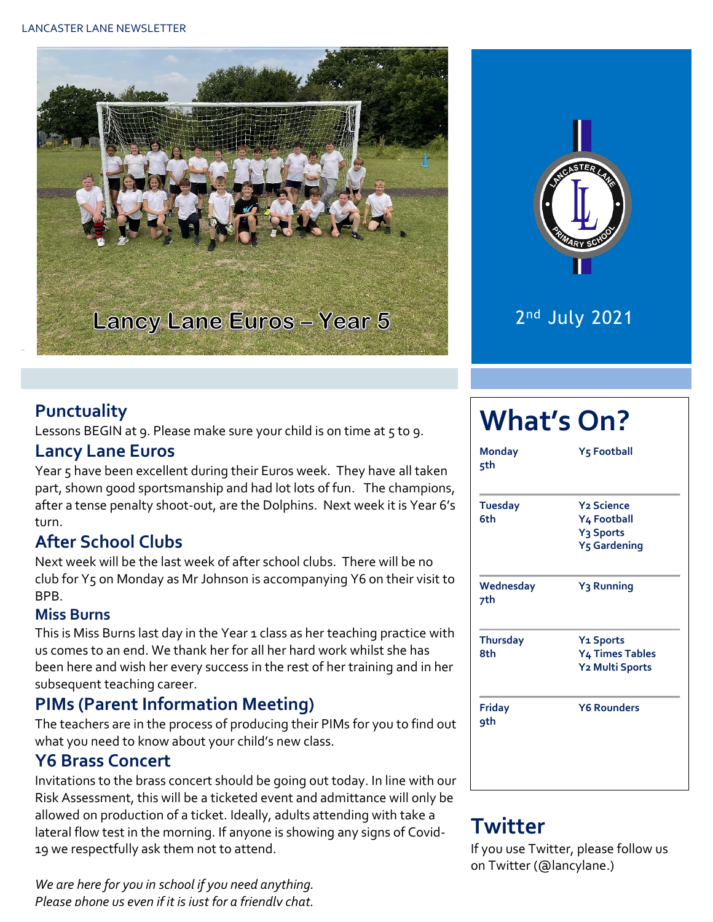LANCASTER LANE NEWSLETTER

Lancy Lane Euros – Year 5

2nd July 2021

## Punctuality

Lessons BEGIN at 9. Please make sure your child is on time at 5 to 9.

## Lancy Lane Euros

Year 5 have been excellent during their Euros week. They have all taken part, shown good sportsmanship and had lot lots of fun. The champions, after a tense penalty shoot-out, are the Dolphins. Next week it is Year 6's turn.

## After School Clubs

Next week will be the last week of after school clubs. There will be no club for Y5 on Monday as Mr Johnson is accompanying Y6 on their visit to BPB.

### Miss Burns

This is Miss Burns last day in the Year 1 class as her teaching practice with us comes to an end. We thank her for all her hard work whilst she has been here and wish her every success in the rest of her training and in her subsequent teaching career.

## PIMs (Parent Information Meeting)

The teachers are in the process of producing their PIMs for you to find out what you need to know about your child's new class.

## Y6 Brass Concert

Invitations to the brass concert should be going out today. In line with our Risk Assessment, this will be a ticketed event and admittance will only be allowed on production of a ticket. Ideally, adults attending with take a lateral flow test in the morning. If anyone is showing any signs of Covid-19 we respectfully ask them not to attend.

*We are here for you in school if you need anything.*
*Please phone us even if it is just for a friendly chat.*

# What's On?

| Day | Activities |
|---|---|
| **Monday 5th** | **Y5 Football** |
| **Tuesday 6th** | **Y2 Science**<br>**Y4 Football**<br>**Y3 Sports**<br>**Y5 Gardening** |
| **Wednesday 7th** | **Y3 Running** |
| **Thursday 8th** | **Y1 Sports**<br>**Y4 Times Tables**<br>**Y2 Multi Sports** |
| **Friday 9th** | **Y6 Rounders** |

## Twitter

If you use Twitter, please follow us on Twitter (@lancylane.)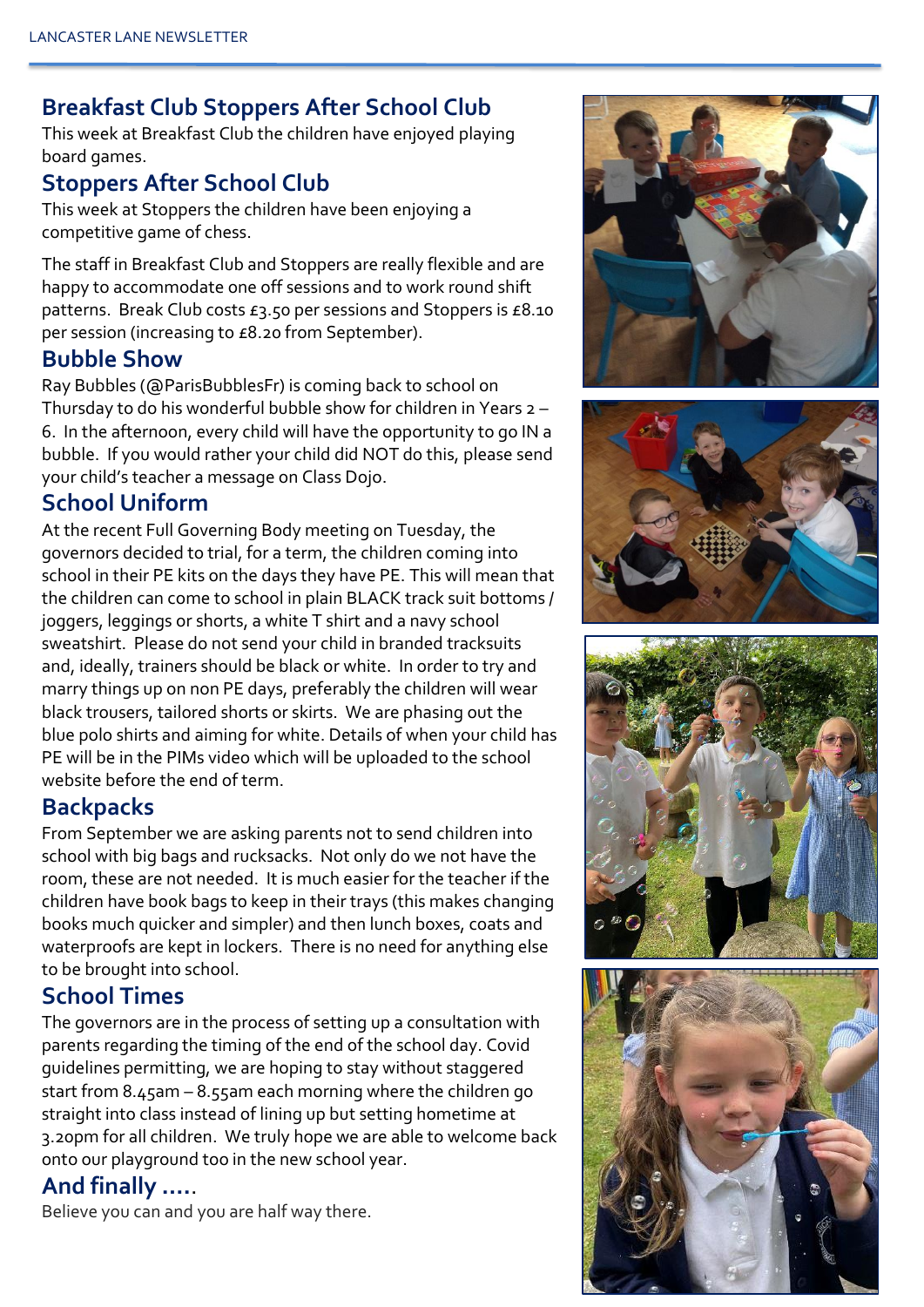## Breakfast Club Stoppers After School Club

This week at Breakfast Club the children have enjoyed playing board games.

## Stoppers After School Club

This week at Stoppers the children have been enjoying a competitive game of chess.

The staff in Breakfast Club and Stoppers are really flexible and are happy to accommodate one off sessions and to work round shift patterns. Break Club costs £3.50 per sessions and Stoppers is £8.10 per session (increasing to £8.20 from September).

## Bubble Show

Ray Bubbles (@ParisBubblesFr) is coming back to school on Thursday to do his wonderful bubble show for children in Years 2 – 6. In the afternoon, every child will have the opportunity to go IN a bubble. If you would rather your child did NOT do this, please send your child's teacher a message on Class Dojo.

## School Uniform

At the recent Full Governing Body meeting on Tuesday, the governors decided to trial, for a term, the children coming into school in their PE kits on the days they have PE. This will mean that the children can come to school in plain BLACK track suit bottoms / joggers, leggings or shorts, a white T shirt and a navy school sweatshirt. Please do not send your child in branded tracksuits and, ideally, trainers should be black or white. In order to try and marry things up on non PE days, preferably the children will wear black trousers, tailored shorts or skirts. We are phasing out the blue polo shirts and aiming for white. Details of when your child has PE will be in the PIMs video which will be uploaded to the school website before the end of term.

## Backpacks

From September we are asking parents not to send children into school with big bags and rucksacks. Not only do we not have the room, these are not needed. It is much easier for the teacher if the children have book bags to keep in their trays (this makes changing books much quicker and simpler) and then lunch boxes, coats and waterproofs are kept in lockers. There is no need for anything else to be brought into school.

## School Times

The governors are in the process of setting up a consultation with parents regarding the timing of the end of the school day. Covid guidelines permitting, we are hoping to stay without staggered start from 8.45am – 8.55am each morning where the children go straight into class instead of lining up but setting hometime at 3.20pm for all children. We truly hope we are able to welcome back onto our playground too in the new school year.

## And finally .....

Believe you can and you are half way there.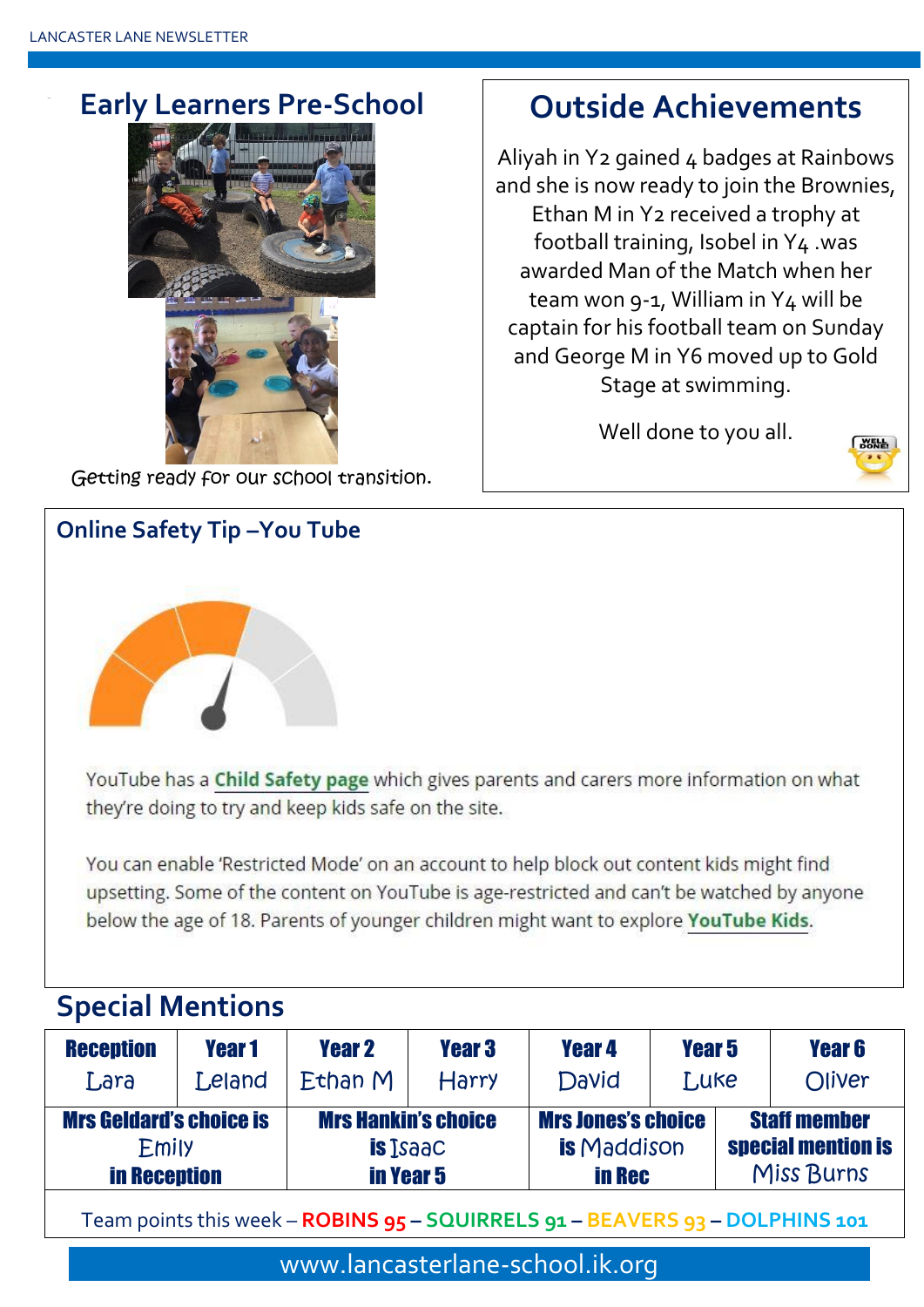## Early Learners Pre-School

Getting ready for our school transition.

## Outside Achievements

Aliyah in Y2 gained 4 badges at Rainbows and she is now ready to join the Brownies, Ethan M in Y2 received a trophy at football training, Isobel in Y4 .was awarded Man of the Match when her team won 9-1, William in Y4 will be captain for his football team on Sunday and George M in Y6 moved up to Gold Stage at swimming.

Well done to you all.

### Online Safety Tip –You Tube

YouTube has a **Child Safety page** which gives parents and carers more information on what they're doing to try and keep kids safe on the site.

You can enable 'Restricted Mode' on an account to help block out content kids might find upsetting. Some of the content on YouTube is age-restricted and can't be watched by anyone below the age of 18. Parents of younger children might want to explore **YouTube Kids**.

## Special Mentions

| Reception | Year 1 | Year 2 | Year 3 | Year 4 | Year 5 | Year 6 |
|---|---|---|---|---|---|---|
| Lara | Leland | Ethan M | Harry | David | Luke | Oliver |

| | | | |
|---|---|---|---|
| **Mrs Geldard's choice is** Emily **in Reception** | **Mrs Hankin's choice is** Isaac **in Year 5** | **Mrs Jones's choice is** Maddison **in Rec** | **Staff member special mention is** Miss Burns |

Team points this week – **ROBINS 95** – **SQUIRRELS 91** – **BEAVERS 93** – **DOLPHINS 101**

www.lancasterlane-school.ik.org